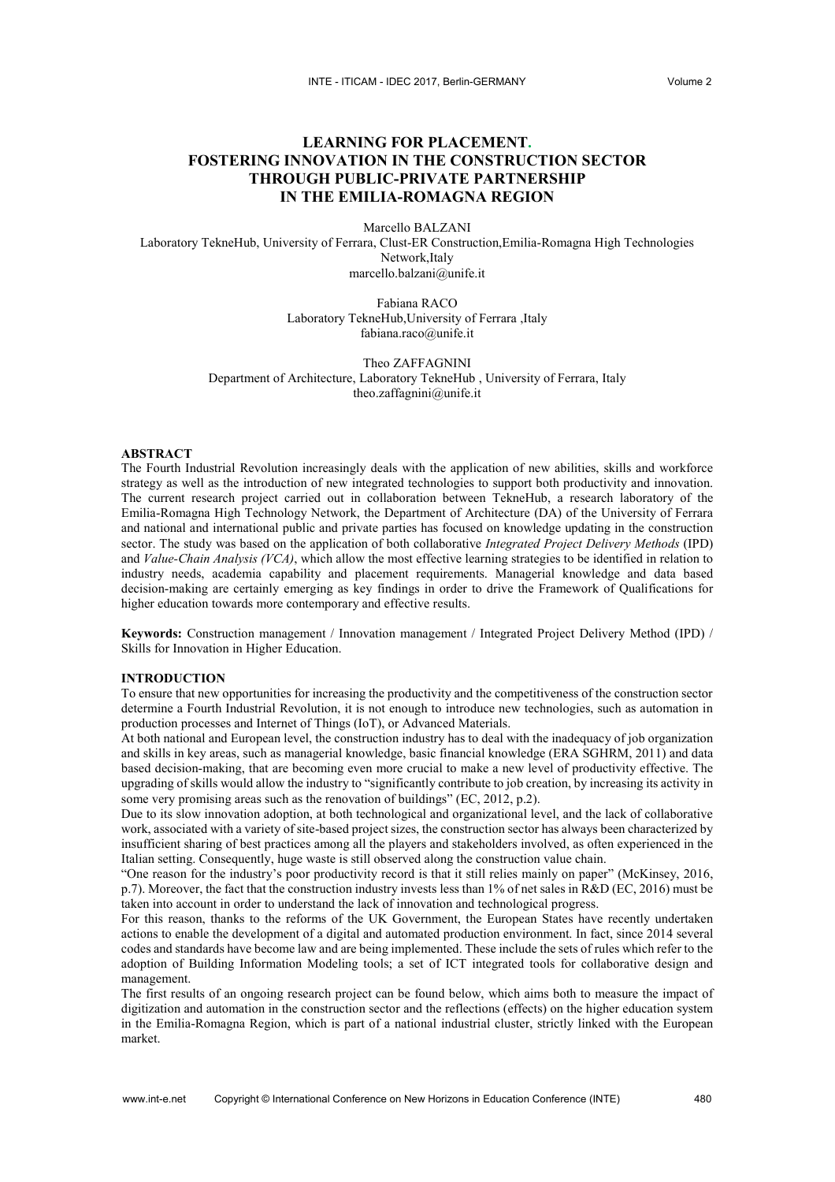# LEARNING FOR PLACEMENT. FOSTERING INNOVATION IN THE CONSTRUCTION SECTOR THROUGH PUBLIC-PRIVATE PARTNERSHIP IN THE EMILIA-ROMAGNA REGION

Marcello BALZANI
Laboratory TekneHub, University of Ferrara, Clust-ER Construction,Emilia-Romagna High Technologies Network,Italy
marcello.balzani@unife.it

Fabiana RACO
Laboratory TekneHub,University of Ferrara ,Italy
fabiana.raco@unife.it

Theo ZAFFAGNINI
Department of Architecture, Laboratory TekneHub , University of Ferrara, Italy
theo.zaffagnini@unife.it

## ABSTRACT

The Fourth Industrial Revolution increasingly deals with the application of new abilities, skills and workforce strategy as well as the introduction of new integrated technologies to support both productivity and innovation. The current research project carried out in collaboration between TekneHub, a research laboratory of the Emilia-Romagna High Technology Network, the Department of Architecture (DA) of the University of Ferrara and national and international public and private parties has focused on knowledge updating in the construction sector. The study was based on the application of both collaborative *Integrated Project Delivery Methods* (IPD) and *Value-Chain Analysis (VCA)*, which allow the most effective learning strategies to be identified in relation to industry needs, academia capability and placement requirements. Managerial knowledge and data based decision-making are certainly emerging as key findings in order to drive the Framework of Qualifications for higher education towards more contemporary and effective results.

**Keywords:** Construction management / Innovation management / Integrated Project Delivery Method (IPD) / Skills for Innovation in Higher Education.

## INTRODUCTION

To ensure that new opportunities for increasing the productivity and the competitiveness of the construction sector determine a Fourth Industrial Revolution, it is not enough to introduce new technologies, such as automation in production processes and Internet of Things (IoT), or Advanced Materials.

At both national and European level, the construction industry has to deal with the inadequacy of job organization and skills in key areas, such as managerial knowledge, basic financial knowledge (ERA SGHRM, 2011) and data based decision-making, that are becoming even more crucial to make a new level of productivity effective. The upgrading of skills would allow the industry to "significantly contribute to job creation, by increasing its activity in some very promising areas such as the renovation of buildings" (EC, 2012, p.2).

Due to its slow innovation adoption, at both technological and organizational level, and the lack of collaborative work, associated with a variety of site-based project sizes, the construction sector has always been characterized by insufficient sharing of best practices among all the players and stakeholders involved, as often experienced in the Italian setting. Consequently, huge waste is still observed along the construction value chain.

"One reason for the industry's poor productivity record is that it still relies mainly on paper" (McKinsey, 2016, p.7). Moreover, the fact that the construction industry invests less than 1% of net sales in R&D (EC, 2016) must be taken into account in order to understand the lack of innovation and technological progress.

For this reason, thanks to the reforms of the UK Government, the European States have recently undertaken actions to enable the development of a digital and automated production environment. In fact, since 2014 several codes and standards have become law and are being implemented. These include the sets of rules which refer to the adoption of Building Information Modeling tools; a set of ICT integrated tools for collaborative design and management.

The first results of an ongoing research project can be found below, which aims both to measure the impact of digitization and automation in the construction sector and the reflections (effects) on the higher education system in the Emilia-Romagna Region, which is part of a national industrial cluster, strictly linked with the European market.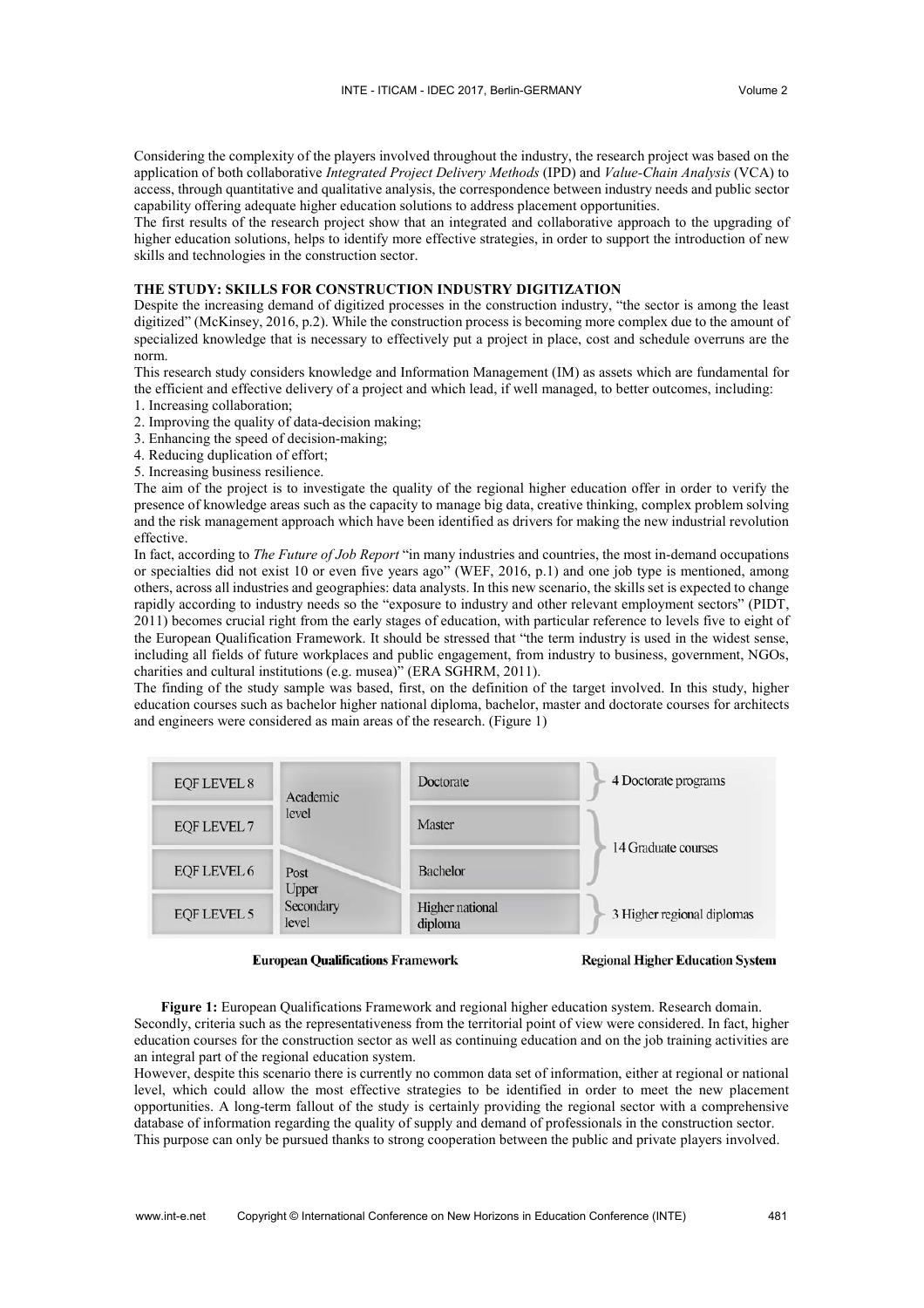Considering the complexity of the players involved throughout the industry, the research project was based on the application of both collaborative *Integrated Project Delivery Methods* (IPD) and *Value-Chain Analysis* (VCA) to access, through quantitative and qualitative analysis, the correspondence between industry needs and public sector capability offering adequate higher education solutions to address placement opportunities.

The first results of the research project show that an integrated and collaborative approach to the upgrading of higher education solutions, helps to identify more effective strategies, in order to support the introduction of new skills and technologies in the construction sector.

## THE STUDY: SKILLS FOR CONSTRUCTION INDUSTRY DIGITIZATION

Despite the increasing demand of digitized processes in the construction industry, "the sector is among the least digitized" (McKinsey, 2016, p.2). While the construction process is becoming more complex due to the amount of specialized knowledge that is necessary to effectively put a project in place, cost and schedule overruns are the norm.

This research study considers knowledge and Information Management (IM) as assets which are fundamental for the efficient and effective delivery of a project and which lead, if well managed, to better outcomes, including:

1. Increasing collaboration;
2. Improving the quality of data-decision making;
3. Enhancing the speed of decision-making;
4. Reducing duplication of effort;
5. Increasing business resilience.

The aim of the project is to investigate the quality of the regional higher education offer in order to verify the presence of knowledge areas such as the capacity to manage big data, creative thinking, complex problem solving and the risk management approach which have been identified as drivers for making the new industrial revolution effective.

In fact, according to *The Future of Job Report* "in many industries and countries, the most in-demand occupations or specialties did not exist 10 or even five years ago" (WEF, 2016, p.1) and one job type is mentioned, among others, across all industries and geographies: data analysts. In this new scenario, the skills set is expected to change rapidly according to industry needs so the "exposure to industry and other relevant employment sectors" (PIDT, 2011) becomes crucial right from the early stages of education, with particular reference to levels five to eight of the European Qualification Framework. It should be stressed that "the term industry is used in the widest sense, including all fields of future workplaces and public engagement, from industry to business, government, NGOs, charities and cultural institutions (e.g. musea)" (ERA SGHRM, 2011).

The finding of the study sample was based, first, on the definition of the target involved. In this study, higher education courses such as bachelor higher national diploma, bachelor, master and doctorate courses for architects and engineers were considered as main areas of the research. (Figure 1)

| European Qualifications Framework | | | Regional Higher Education System |
|---|---|---|---|
| EQF LEVEL 8 | Academic level | Doctorate | 4 Doctorate programs |
| EQF LEVEL 7 | | Master | 14 Graduate courses |
| EQF LEVEL 6 | Post Upper Secondary level | Bachelor | |
| EQF LEVEL 5 | | Higher national diploma | 3 Higher regional diplomas |

**Figure 1:** European Qualifications Framework and regional higher education system. Research domain.

Secondly, criteria such as the representativeness from the territorial point of view were considered. In fact, higher education courses for the construction sector as well as continuing education and on the job training activities are an integral part of the regional education system.

However, despite this scenario there is currently no common data set of information, either at regional or national level, which could allow the most effective strategies to be identified in order to meet the new placement opportunities. A long-term fallout of the study is certainly providing the regional sector with a comprehensive database of information regarding the quality of supply and demand of professionals in the construction sector. This purpose can only be pursued thanks to strong cooperation between the public and private players involved.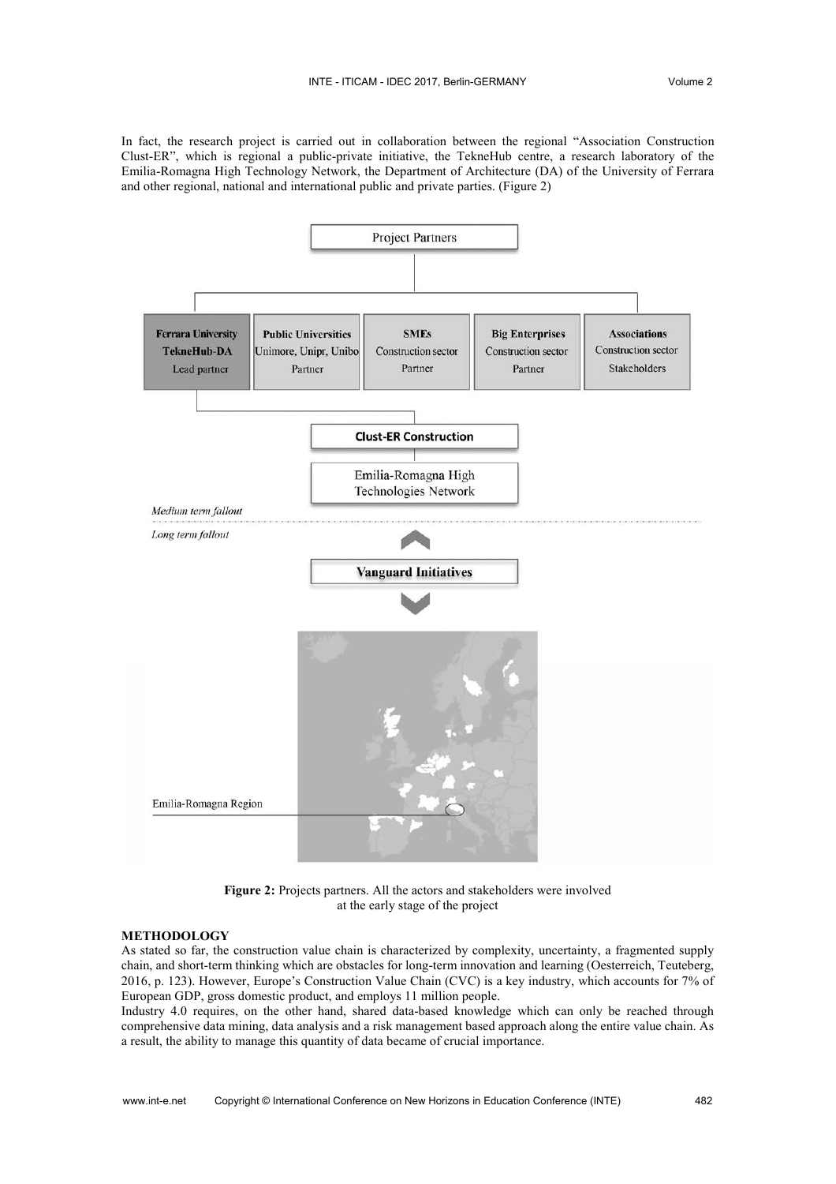In fact, the research project is carried out in collaboration between the regional "Association Construction Clust-ER", which is regional a public-private initiative, the TekneHub centre, a research laboratory of the Emilia-Romagna High Technology Network, the Department of Architecture (DA) of the University of Ferrara and other regional, national and international public and private parties. (Figure 2)

**Figure 2:** Projects partners. All the actors and stakeholders were involved at the early stage of the project

### METHODOLOGY

As stated so far, the construction value chain is characterized by complexity, uncertainty, a fragmented supply chain, and short-term thinking which are obstacles for long-term innovation and learning (Oesterreich, Teuteberg, 2016, p. 123). However, Europe's Construction Value Chain (CVC) is a key industry, which accounts for 7% of European GDP, gross domestic product, and employs 11 million people.

Industry 4.0 requires, on the other hand, shared data-based knowledge which can only be reached through comprehensive data mining, data analysis and a risk management based approach along the entire value chain. As a result, the ability to manage this quantity of data became of crucial importance.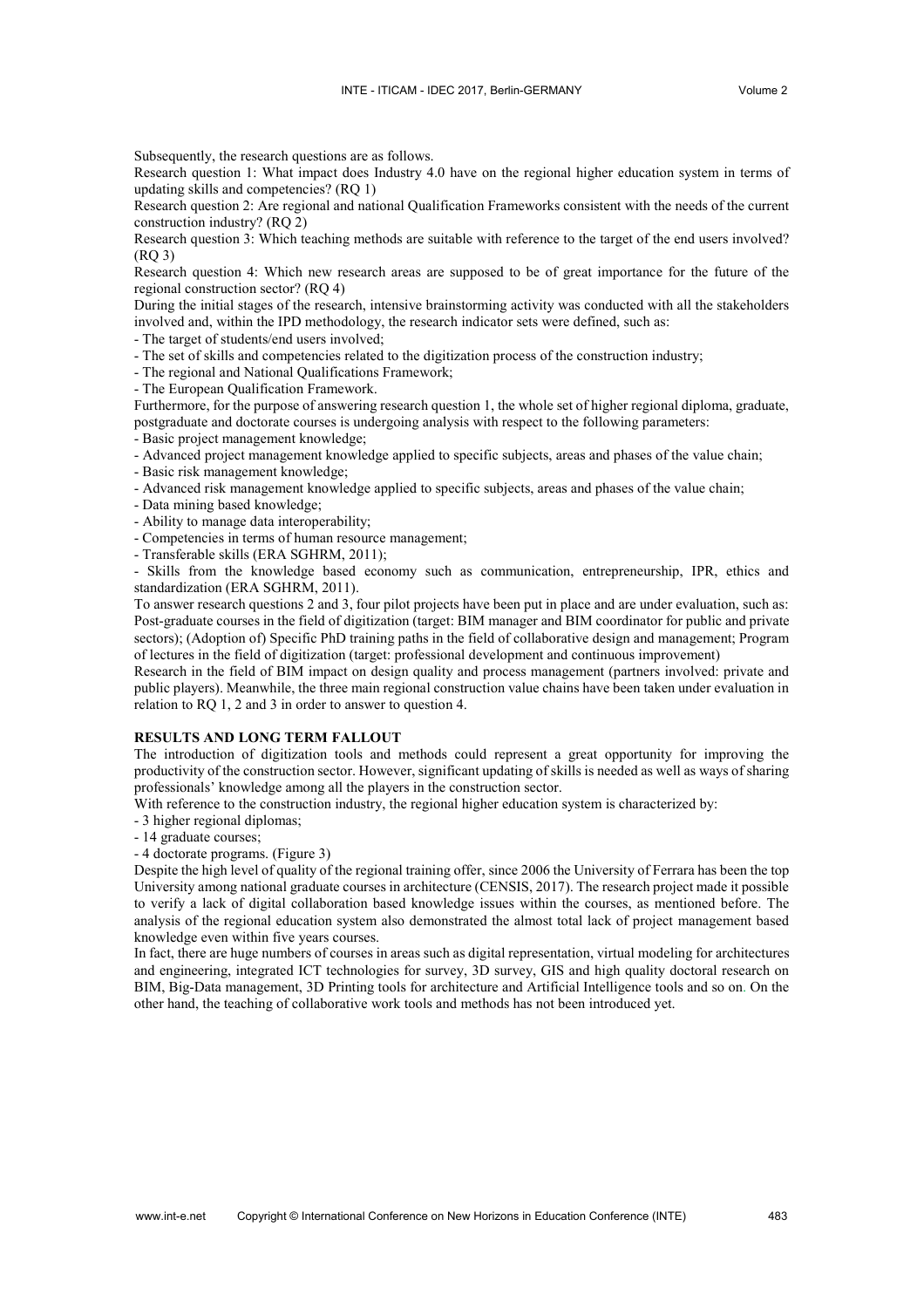Subsequently, the research questions are as follows.

Research question 1: What impact does Industry 4.0 have on the regional higher education system in terms of updating skills and competencies? (RQ 1)

Research question 2: Are regional and national Qualification Frameworks consistent with the needs of the current construction industry? (RQ 2)

Research question 3: Which teaching methods are suitable with reference to the target of the end users involved? (RQ 3)

Research question 4: Which new research areas are supposed to be of great importance for the future of the regional construction sector? (RQ 4)

During the initial stages of the research, intensive brainstorming activity was conducted with all the stakeholders involved and, within the IPD methodology, the research indicator sets were defined, such as:

- The target of students/end users involved;
- The set of skills and competencies related to the digitization process of the construction industry;
- The regional and National Qualifications Framework;
- The European Qualification Framework.

Furthermore, for the purpose of answering research question 1, the whole set of higher regional diploma, graduate, postgraduate and doctorate courses is undergoing analysis with respect to the following parameters:

- Basic project management knowledge;
- Advanced project management knowledge applied to specific subjects, areas and phases of the value chain;
- Basic risk management knowledge;
- Advanced risk management knowledge applied to specific subjects, areas and phases of the value chain;
- Data mining based knowledge;
- Ability to manage data interoperability;
- Competencies in terms of human resource management;
- Transferable skills (ERA SGHRM, 2011);
- Skills from the knowledge based economy such as communication, entrepreneurship, IPR, ethics and standardization (ERA SGHRM, 2011).

To answer research questions 2 and 3, four pilot projects have been put in place and are under evaluation, such as: Post-graduate courses in the field of digitization (target: BIM manager and BIM coordinator for public and private sectors); (Adoption of) Specific PhD training paths in the field of collaborative design and management; Program of lectures in the field of digitization (target: professional development and continuous improvement)

Research in the field of BIM impact on design quality and process management (partners involved: private and public players). Meanwhile, the three main regional construction value chains have been taken under evaluation in relation to RQ 1, 2 and 3 in order to answer to question 4.

## RESULTS AND LONG TERM FALLOUT

The introduction of digitization tools and methods could represent a great opportunity for improving the productivity of the construction sector. However, significant updating of skills is needed as well as ways of sharing professionals' knowledge among all the players in the construction sector.

With reference to the construction industry, the regional higher education system is characterized by:

- 3 higher regional diplomas;
- 14 graduate courses;
- 4 doctorate programs. (Figure 3)

Despite the high level of quality of the regional training offer, since 2006 the University of Ferrara has been the top University among national graduate courses in architecture (CENSIS, 2017). The research project made it possible to verify a lack of digital collaboration based knowledge issues within the courses, as mentioned before. The analysis of the regional education system also demonstrated the almost total lack of project management based knowledge even within five years courses.

In fact, there are huge numbers of courses in areas such as digital representation, virtual modeling for architectures and engineering, integrated ICT technologies for survey, 3D survey, GIS and high quality doctoral research on BIM, Big-Data management, 3D Printing tools for architecture and Artificial Intelligence tools and so on. On the other hand, the teaching of collaborative work tools and methods has not been introduced yet.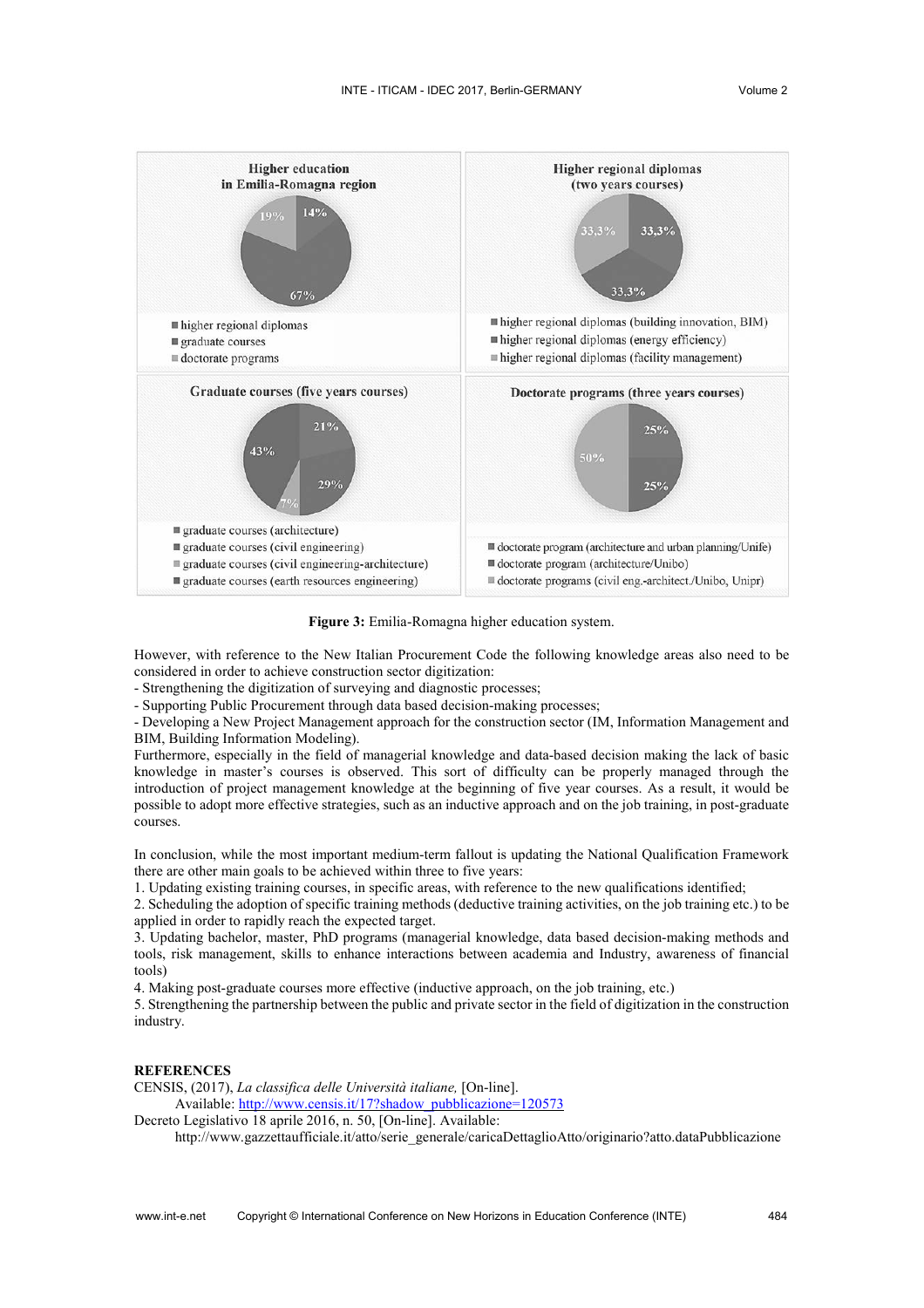Figure 3: Emilia-Romagna higher education system.

However, with reference to the New Italian Procurement Code the following knowledge areas also need to be considered in order to achieve construction sector digitization:

- Strengthening the digitization of surveying and diagnostic processes;
- Supporting Public Procurement through data based decision-making processes;
- Developing a New Project Management approach for the construction sector (IM, Information Management and BIM, Building Information Modeling).

Furthermore, especially in the field of managerial knowledge and data-based decision making the lack of basic knowledge in master's courses is observed. This sort of difficulty can be properly managed through the introduction of project management knowledge at the beginning of five year courses. As a result, it would be possible to adopt more effective strategies, such as an inductive approach and on the job training, in post-graduate courses.

In conclusion, while the most important medium-term fallout is updating the National Qualification Framework there are other main goals to be achieved within three to five years:

1. Updating existing training courses, in specific areas, with reference to the new qualifications identified;
2. Scheduling the adoption of specific training methods (deductive training activities, on the job training etc.) to be applied in order to rapidly reach the expected target.
3. Updating bachelor, master, PhD programs (managerial knowledge, data based decision-making methods and tools, risk management, skills to enhance interactions between academia and Industry, awareness of financial tools)
4. Making post-graduate courses more effective (inductive approach, on the job training, etc.)
5. Strengthening the partnership between the public and private sector in the field of digitization in the construction industry.

## REFERENCES

CENSIS, (2017), *La classifica delle Università italiane,* [On-line].
Available: http://www.censis.it/17?shadow_pubblicazione=120573

Decreto Legislativo 18 aprile 2016, n. 50, [On-line]. Available:
http://www.gazzettaufficiale.it/atto/serie_generale/caricaDettaglioAtto/originario?atto.dataPubblicazione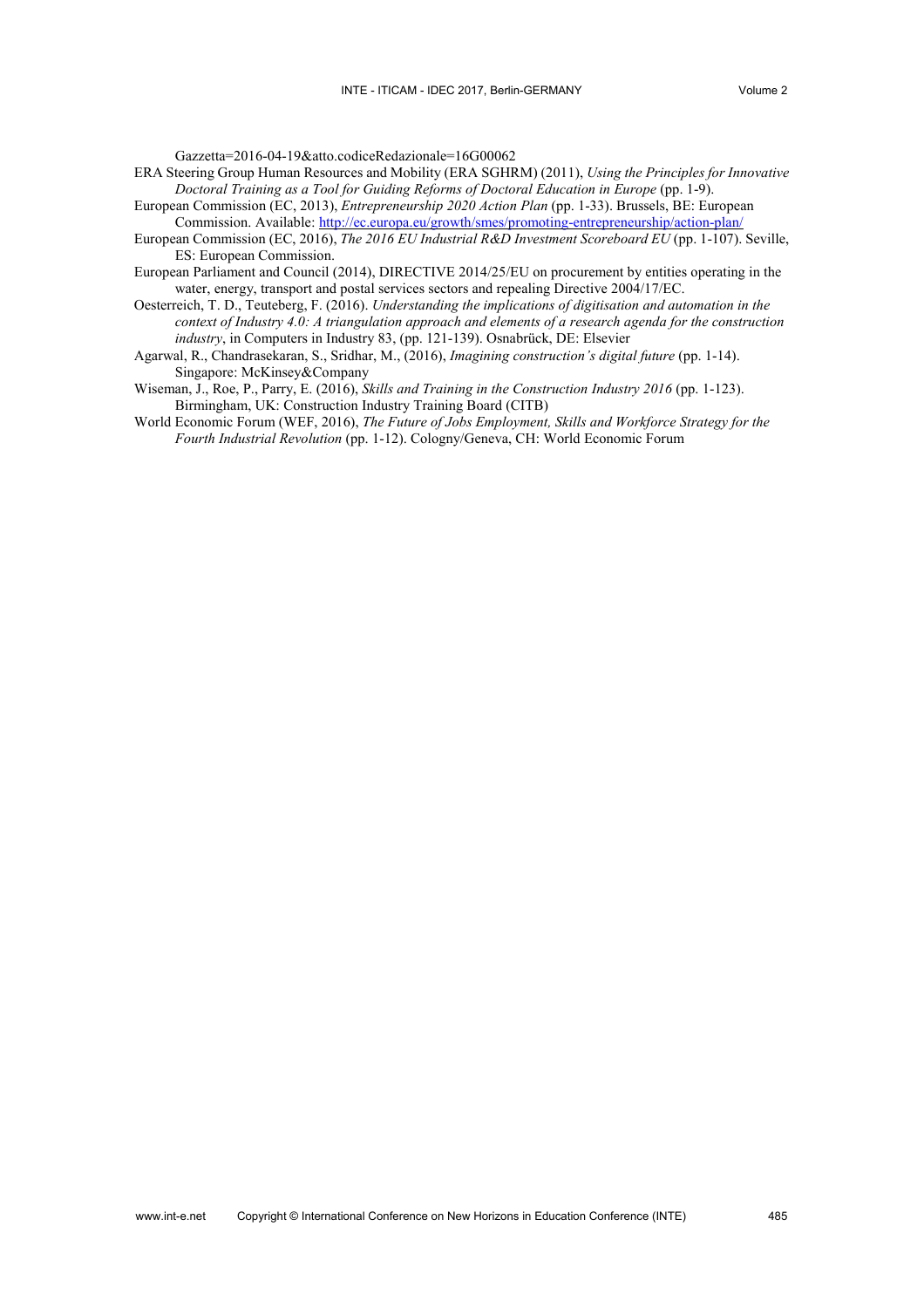Gazzetta=2016-04-19&atto.codiceRedazionale=16G00062

ERA Steering Group Human Resources and Mobility (ERA SGHRM) (2011), *Using the Principles for Innovative Doctoral Training as a Tool for Guiding Reforms of Doctoral Education in Europe* (pp. 1-9).

European Commission (EC, 2013), *Entrepreneurship 2020 Action Plan* (pp. 1-33). Brussels, BE: European Commission. Available: http://ec.europa.eu/growth/smes/promoting-entrepreneurship/action-plan/

European Commission (EC, 2016), *The 2016 EU Industrial R&D Investment Scoreboard EU* (pp. 1-107). Seville, ES: European Commission.

European Parliament and Council (2014), DIRECTIVE 2014/25/EU on procurement by entities operating in the water, energy, transport and postal services sectors and repealing Directive 2004/17/EC.

Oesterreich, T. D., Teuteberg, F. (2016). *Understanding the implications of digitisation and automation in the context of Industry 4.0: A triangulation approach and elements of a research agenda for the construction industry*, in Computers in Industry 83, (pp. 121-139). Osnabrück, DE: Elsevier

Agarwal, R., Chandrasekaran, S., Sridhar, M., (2016), *Imagining construction's digital future* (pp. 1-14). Singapore: McKinsey&Company

Wiseman, J., Roe, P., Parry, E. (2016), *Skills and Training in the Construction Industry 2016* (pp. 1-123). Birmingham, UK: Construction Industry Training Board (CITB)

World Economic Forum (WEF, 2016), *The Future of Jobs Employment, Skills and Workforce Strategy for the Fourth Industrial Revolution* (pp. 1-12). Cologny/Geneva, CH: World Economic Forum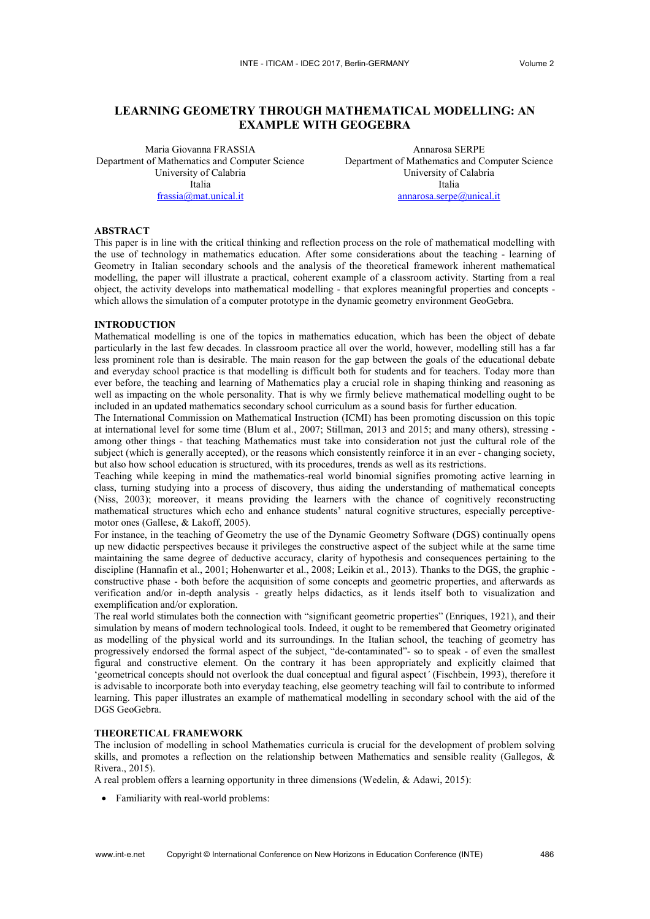# LEARNING GEOMETRY THROUGH MATHEMATICAL MODELLING: AN EXAMPLE WITH GEOGEBRA

Maria Giovanna FRASSIA
Department of Mathematics and Computer Science
University of Calabria
Italia
frassia@mat.unical.it

Annarosa SERPE
Department of Mathematics and Computer Science
University of Calabria
Italia
annarosa.serpe@unical.it

## ABSTRACT

This paper is in line with the critical thinking and reflection process on the role of mathematical modelling with the use of technology in mathematics education. After some considerations about the teaching - learning of Geometry in Italian secondary schools and the analysis of the theoretical framework inherent mathematical modelling, the paper will illustrate a practical, coherent example of a classroom activity. Starting from a real object, the activity develops into mathematical modelling - that explores meaningful properties and concepts - which allows the simulation of a computer prototype in the dynamic geometry environment GeoGebra.

## INTRODUCTION

Mathematical modelling is one of the topics in mathematics education, which has been the object of debate particularly in the last few decades. In classroom practice all over the world, however, modelling still has a far less prominent role than is desirable. The main reason for the gap between the goals of the educational debate and everyday school practice is that modelling is difficult both for students and for teachers. Today more than ever before, the teaching and learning of Mathematics play a crucial role in shaping thinking and reasoning as well as impacting on the whole personality. That is why we firmly believe mathematical modelling ought to be included in an updated mathematics secondary school curriculum as a sound basis for further education.

The International Commission on Mathematical Instruction (ICMI) has been promoting discussion on this topic at international level for some time (Blum et al., 2007; Stillman, 2013 and 2015; and many others), stressing - among other things - that teaching Mathematics must take into consideration not just the cultural role of the subject (which is generally accepted), or the reasons which consistently reinforce it in an ever - changing society, but also how school education is structured, with its procedures, trends as well as its restrictions.

Teaching while keeping in mind the mathematics-real world binomial signifies promoting active learning in class, turning studying into a process of discovery, thus aiding the understanding of mathematical concepts (Niss, 2003); moreover, it means providing the learners with the chance of cognitively reconstructing mathematical structures which echo and enhance students' natural cognitive structures, especially perceptive-motor ones (Gallese, & Lakoff, 2005).

For instance, in the teaching of Geometry the use of the Dynamic Geometry Software (DGS) continually opens up new didactic perspectives because it privileges the constructive aspect of the subject while at the same time maintaining the same degree of deductive accuracy, clarity of hypothesis and consequences pertaining to the discipline (Hannafin et al., 2001; Hohenwarter et al., 2008; Leikin et al., 2013). Thanks to the DGS, the graphic - constructive phase - both before the acquisition of some concepts and geometric properties, and afterwards as verification and/or in-depth analysis - greatly helps didactics, as it lends itself both to visualization and exemplification and/or exploration.

The real world stimulates both the connection with "significant geometric properties" (Enriques, 1921), and their simulation by means of modern technological tools. Indeed, it ought to be remembered that Geometry originated as modelling of the physical world and its surroundings. In the Italian school, the teaching of geometry has progressively endorsed the formal aspect of the subject, "de-contaminated"- so to speak - of even the smallest figural and constructive element. On the contrary it has been appropriately and explicitly claimed that 'geometrical concepts should not overlook the dual conceptual and figural aspect' (Fischbein, 1993), therefore it is advisable to incorporate both into everyday teaching, else geometry teaching will fail to contribute to informed learning. This paper illustrates an example of mathematical modelling in secondary school with the aid of the DGS GeoGebra.

## THEORETICAL FRAMEWORK

The inclusion of modelling in school Mathematics curricula is crucial for the development of problem solving skills, and promotes a reflection on the relationship between Mathematics and sensible reality (Gallegos, & Rivera., 2015).

A real problem offers a learning opportunity in three dimensions (Wedelin, & Adawi, 2015):

- Familiarity with real-world problems: